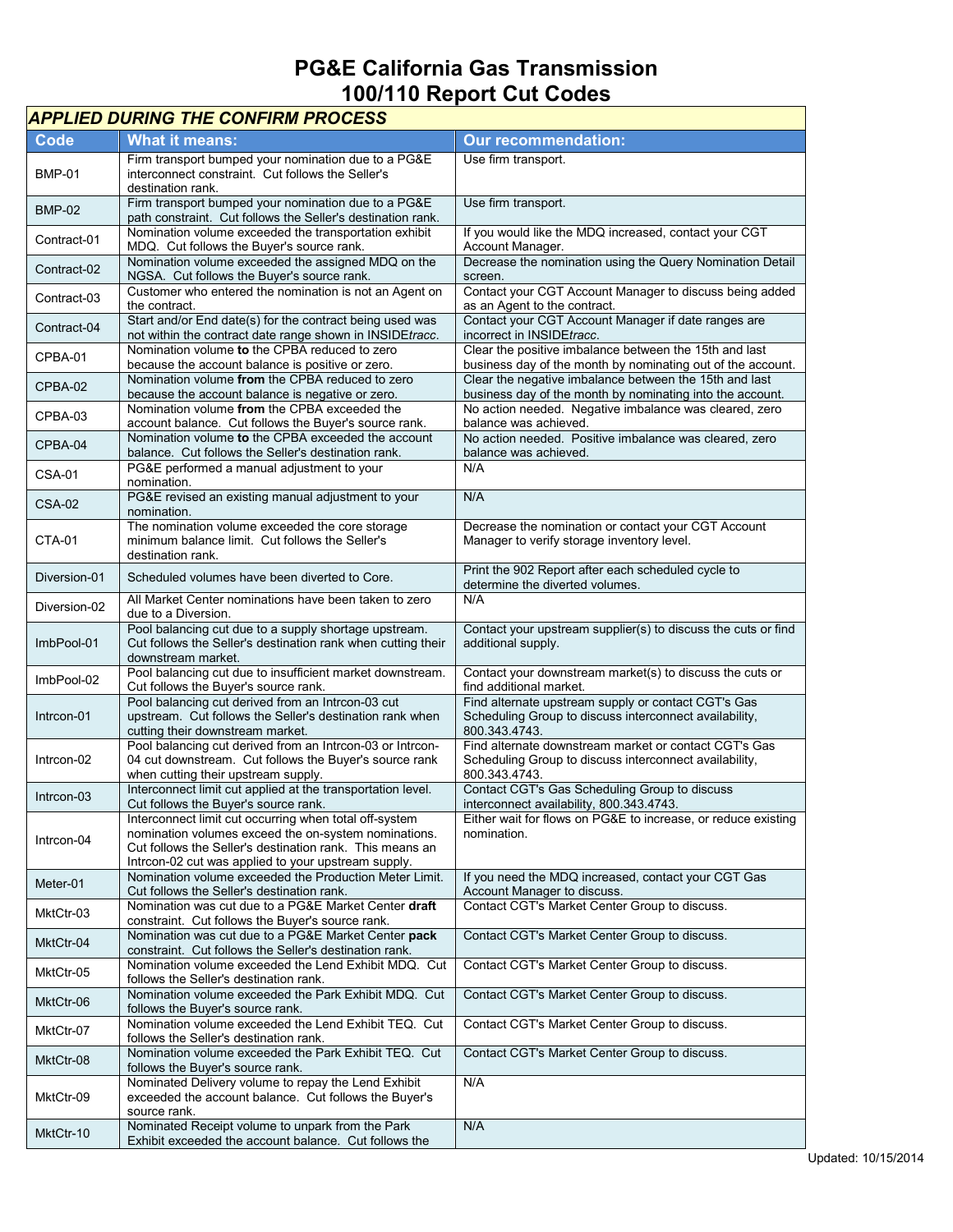# PG&E California Gas Transmission
# 100/110 Report Cut Codes

| ***APPLIED DURING THE CONFIRM PROCESS*** | | |
|---|---|---|
| **Code** | **What it means:** | **Our recommendation:** |
| BMP-01 | Firm transport bumped your nomination due to a PG&E interconnect constraint. Cut follows the Seller's destination rank. | Use firm transport. |
| BMP-02 | Firm transport bumped your nomination due to a PG&E path constraint. Cut follows the Seller's destination rank. | Use firm transport. |
| Contract-01 | Nomination volume exceeded the transportation exhibit MDQ. Cut follows the Buyer's source rank. | If you would like the MDQ increased, contact your CGT Account Manager. |
| Contract-02 | Nomination volume exceeded the assigned MDQ on the NGSA. Cut follows the Buyer's source rank. | Decrease the nomination using the Query Nomination Detail screen. |
| Contract-03 | Customer who entered the nomination is not an Agent on the contract. | Contact your CGT Account Manager to discuss being added as an Agent to the contract. |
| Contract-04 | Start and/or End date(s) for the contract being used was not within the contract date range shown in INSIDE*tracc*. | Contact your CGT Account Manager if date ranges are incorrect in INSIDE*tracc*. |
| CPBA-01 | Nomination volume **to** the CPBA reduced to zero because the account balance is positive or zero. | Clear the positive imbalance between the 15th and last business day of the month by nominating out of the account. |
| CPBA-02 | Nomination volume **from** the CPBA reduced to zero because the account balance is negative or zero. | Clear the negative imbalance between the 15th and last business day of the month by nominating into the account. |
| CPBA-03 | Nomination volume **from** the CPBA exceeded the account balance. Cut follows the Buyer's source rank. | No action needed. Negative imbalance was cleared, zero balance was achieved. |
| CPBA-04 | Nomination volume **to** the CPBA exceeded the account balance. Cut follows the Seller's destination rank. | No action needed. Positive imbalance was cleared, zero balance was achieved. |
| CSA-01 | PG&E performed a manual adjustment to your nomination. | N/A |
| CSA-02 | PG&E revised an existing manual adjustment to your nomination. | N/A |
| CTA-01 | The nomination volume exceeded the core storage minimum balance limit. Cut follows the Seller's destination rank. | Decrease the nomination or contact your CGT Account Manager to verify storage inventory level. |
| Diversion-01 | Scheduled volumes have been diverted to Core. | Print the 902 Report after each scheduled cycle to determine the diverted volumes. |
| Diversion-02 | All Market Center nominations have been taken to zero due to a Diversion. | N/A |
| ImbPool-01 | Pool balancing cut due to a supply shortage upstream. Cut follows the Seller's destination rank when cutting their downstream market. | Contact your upstream supplier(s) to discuss the cuts or find additional supply. |
| ImbPool-02 | Pool balancing cut due to insufficient market downstream. Cut follows the Buyer's source rank. | Contact your downstream market(s) to discuss the cuts or find additional market. |
| Intrcon-01 | Pool balancing cut derived from an Intrcon-03 cut upstream. Cut follows the Seller's destination rank when cutting their downstream market. | Find alternate upstream supply or contact CGT's Gas Scheduling Group to discuss interconnect availability, 800.343.4743. |
| Intrcon-02 | Pool balancing cut derived from an Intrcon-03 or Intrcon-04 cut downstream. Cut follows the Buyer's source rank when cutting their upstream supply. | Find alternate downstream market or contact CGT's Gas Scheduling Group to discuss interconnect availability, 800.343.4743. |
| Intrcon-03 | Interconnect limit cut applied at the transportation level. Cut follows the Buyer's source rank. | Contact CGT's Gas Scheduling Group to discuss interconnect availability, 800.343.4743. |
| Intrcon-04 | Interconnect limit cut occurring when total off-system nomination volumes exceed the on-system nominations. Cut follows the Seller's destination rank. This means an Intrcon-02 cut was applied to your upstream supply. | Either wait for flows on PG&E to increase, or reduce existing nomination. |
| Meter-01 | Nomination volume exceeded the Production Meter Limit. Cut follows the Seller's destination rank. | If you need the MDQ increased, contact your CGT Gas Account Manager to discuss. |
| MktCtr-03 | Nomination was cut due to a PG&E Market Center **draft** constraint. Cut follows the Buyer's source rank. | Contact CGT's Market Center Group to discuss. |
| MktCtr-04 | Nomination was cut due to a PG&E Market Center **pack** constraint. Cut follows the Seller's destination rank. | Contact CGT's Market Center Group to discuss. |
| MktCtr-05 | Nomination volume exceeded the Lend Exhibit MDQ. Cut follows the Seller's destination rank. | Contact CGT's Market Center Group to discuss. |
| MktCtr-06 | Nomination volume exceeded the Park Exhibit MDQ. Cut follows the Buyer's source rank. | Contact CGT's Market Center Group to discuss. |
| MktCtr-07 | Nomination volume exceeded the Lend Exhibit TEQ. Cut follows the Seller's destination rank. | Contact CGT's Market Center Group to discuss. |
| MktCtr-08 | Nomination volume exceeded the Park Exhibit TEQ. Cut follows the Buyer's source rank. | Contact CGT's Market Center Group to discuss. |
| MktCtr-09 | Nominated Delivery volume to repay the Lend Exhibit exceeded the account balance. Cut follows the Buyer's source rank. | N/A |
| MktCtr-10 | Nominated Receipt volume to unpark from the Park Exhibit exceeded the account balance. Cut follows the | N/A |

Updated: 10/15/2014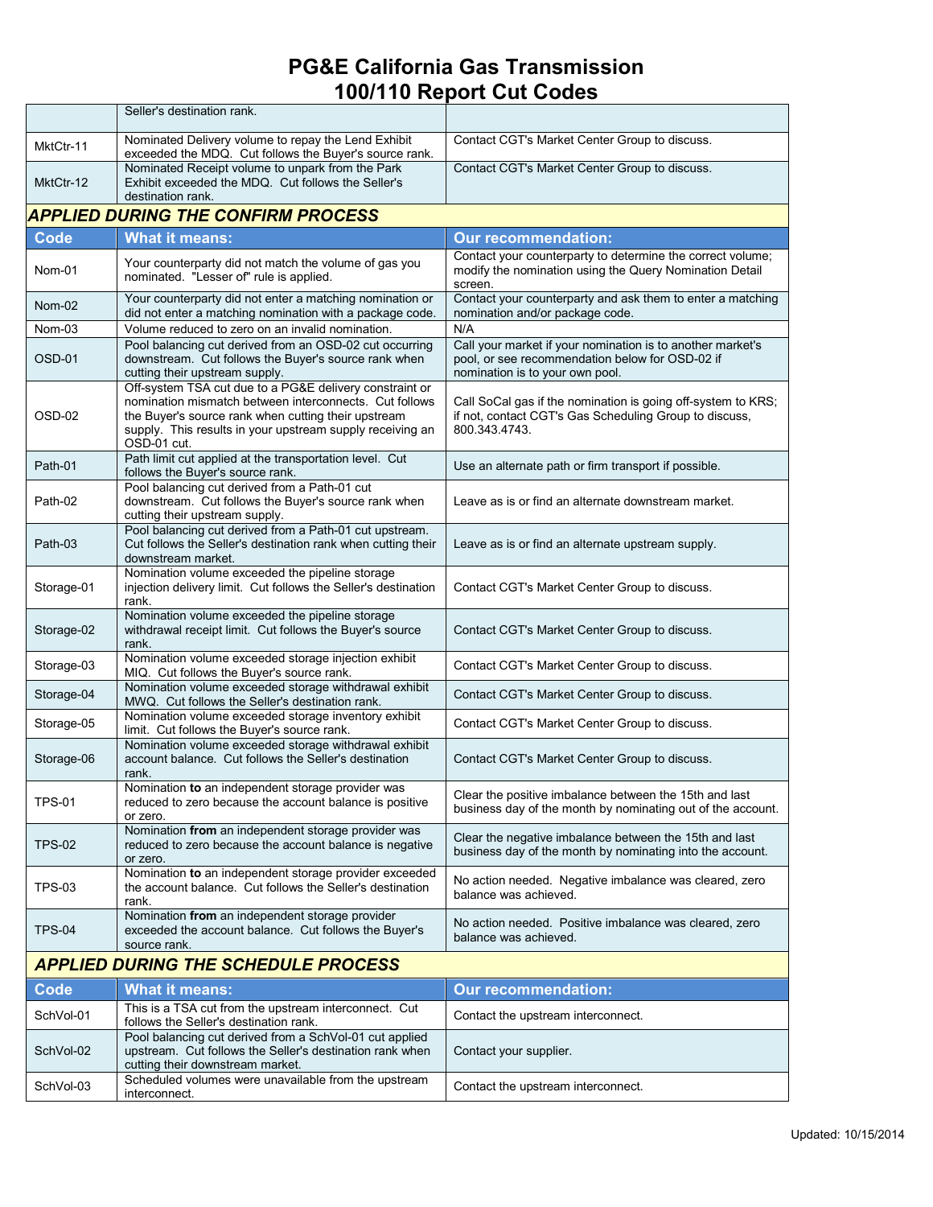# PG&E California Gas Transmission
# 100/110 Report Cut Codes

| | | |
|---|---|---|
| | Seller's destination rank. | |
| MktCtr-11 | Nominated Delivery volume to repay the Lend Exhibit exceeded the MDQ. Cut follows the Buyer's source rank. | Contact CGT's Market Center Group to discuss. |
| MktCtr-12 | Nominated Receipt volume to unpark from the Park Exhibit exceeded the MDQ. Cut follows the Seller's destination rank. | Contact CGT's Market Center Group to discuss. |

## *APPLIED DURING THE CONFIRM PROCESS*

| Code | What it means: | Our recommendation: |
|---|---|---|
| Nom-01 | Your counterparty did not match the volume of gas you nominated. "Lesser of" rule is applied. | Contact your counterparty to determine the correct volume; modify the nomination using the Query Nomination Detail screen. |
| Nom-02 | Your counterparty did not enter a matching nomination or did not enter a matching nomination with a package code. | Contact your counterparty and ask them to enter a matching nomination and/or package code. |
| Nom-03 | Volume reduced to zero on an invalid nomination. | N/A |
| OSD-01 | Pool balancing cut derived from an OSD-02 cut occurring downstream. Cut follows the Buyer's source rank when cutting their upstream supply. | Call your market if your nomination is to another market's pool, or see recommendation below for OSD-02 if nomination is to your own pool. |
| OSD-02 | Off-system TSA cut due to a PG&E delivery constraint or nomination mismatch between interconnects. Cut follows the Buyer's source rank when cutting their upstream supply. This results in your upstream supply receiving an OSD-01 cut. | Call SoCal gas if the nomination is going off-system to KRS; if not, contact CGT's Gas Scheduling Group to discuss, 800.343.4743. |
| Path-01 | Path limit cut applied at the transportation level. Cut follows the Buyer's source rank. | Use an alternate path or firm transport if possible. |
| Path-02 | Pool balancing cut derived from a Path-01 cut downstream. Cut follows the Buyer's source rank when cutting their upstream supply. | Leave as is or find an alternate downstream market. |
| Path-03 | Pool balancing cut derived from a Path-01 cut upstream. Cut follows the Seller's destination rank when cutting their downstream market. | Leave as is or find an alternate upstream supply. |
| Storage-01 | Nomination volume exceeded the pipeline storage injection delivery limit. Cut follows the Seller's destination rank. | Contact CGT's Market Center Group to discuss. |
| Storage-02 | Nomination volume exceeded the pipeline storage withdrawal receipt limit. Cut follows the Buyer's source rank. | Contact CGT's Market Center Group to discuss. |
| Storage-03 | Nomination volume exceeded storage injection exhibit MIQ. Cut follows the Buyer's source rank. | Contact CGT's Market Center Group to discuss. |
| Storage-04 | Nomination volume exceeded storage withdrawal exhibit MWQ. Cut follows the Seller's destination rank. | Contact CGT's Market Center Group to discuss. |
| Storage-05 | Nomination volume exceeded storage inventory exhibit limit. Cut follows the Buyer's source rank. | Contact CGT's Market Center Group to discuss. |
| Storage-06 | Nomination volume exceeded storage withdrawal exhibit account balance. Cut follows the Seller's destination rank. | Contact CGT's Market Center Group to discuss. |
| TPS-01 | Nomination **to** an independent storage provider was reduced to zero because the account balance is positive or zero. | Clear the positive imbalance between the 15th and last business day of the month by nominating out of the account. |
| TPS-02 | Nomination **from** an independent storage provider was reduced to zero because the account balance is negative or zero. | Clear the negative imbalance between the 15th and last business day of the month by nominating into the account. |
| TPS-03 | Nomination **to** an independent storage provider exceeded the account balance. Cut follows the Seller's destination rank. | No action needed. Negative imbalance was cleared, zero balance was achieved. |
| TPS-04 | Nomination **from** an independent storage provider exceeded the account balance. Cut follows the Buyer's source rank. | No action needed. Positive imbalance was cleared, zero balance was achieved. |

## *APPLIED DURING THE SCHEDULE PROCESS*

| Code | What it means: | Our recommendation: |
|---|---|---|
| SchVol-01 | This is a TSA cut from the upstream interconnect. Cut follows the Seller's destination rank. | Contact the upstream interconnect. |
| SchVol-02 | Pool balancing cut derived from a SchVol-01 cut applied upstream. Cut follows the Seller's destination rank when cutting their downstream market. | Contact your supplier. |
| SchVol-03 | Scheduled volumes were unavailable from the upstream interconnect. | Contact the upstream interconnect. |

Updated: 10/15/2014